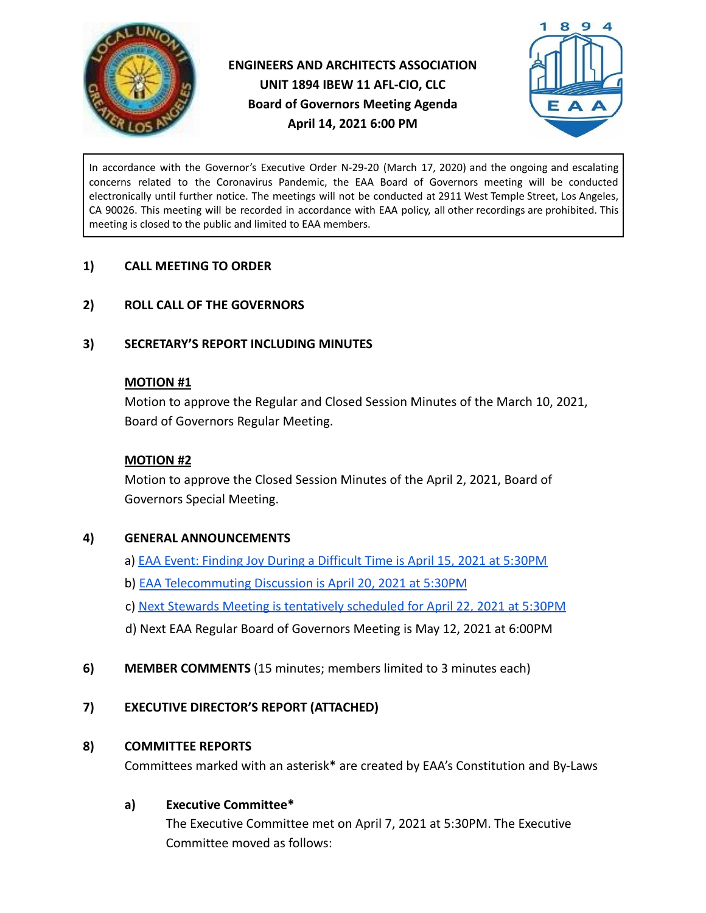# ENGINEERS AND ARCHITECTS ASSOCIATION
## UNIT 1894 IBEW 11 AFL-CIO, CLC
## Board of Governors Meeting Agenda
## April 14, 2021 6:00 PM

In accordance with the Governor's Executive Order N-29-20 (March 17, 2020) and the ongoing and escalating concerns related to the Coronavirus Pandemic, the EAA Board of Governors meeting will be conducted electronically until further notice. The meetings will not be conducted at 2911 West Temple Street, Los Angeles, CA 90026. This meeting will be recorded in accordance with EAA policy, all other recordings are prohibited. This meeting is closed to the public and limited to EAA members.

**1) CALL MEETING TO ORDER**

**2) ROLL CALL OF THE GOVERNORS**

**3) SECRETARY'S REPORT INCLUDING MINUTES**

**MOTION #1**

Motion to approve the Regular and Closed Session Minutes of the March 10, 2021, Board of Governors Regular Meeting.

**MOTION #2**

Motion to approve the Closed Session Minutes of the April 2, 2021, Board of Governors Special Meeting.

**4) GENERAL ANNOUNCEMENTS**

a) EAA Event: Finding Joy During a Difficult Time is April 15, 2021 at 5:30PM

b) EAA Telecommuting Discussion is April 20, 2021 at 5:30PM

c) Next Stewards Meeting is tentatively scheduled for April 22, 2021 at 5:30PM

d) Next EAA Regular Board of Governors Meeting is May 12, 2021 at 6:00PM

**6) MEMBER COMMENTS** (15 minutes; members limited to 3 minutes each)

**7) EXECUTIVE DIRECTOR'S REPORT (ATTACHED)**

**8) COMMITTEE REPORTS**

Committees marked with an asterisk* are created by EAA's Constitution and By-Laws

**a) Executive Committee***

The Executive Committee met on April 7, 2021 at 5:30PM. The Executive Committee moved as follows: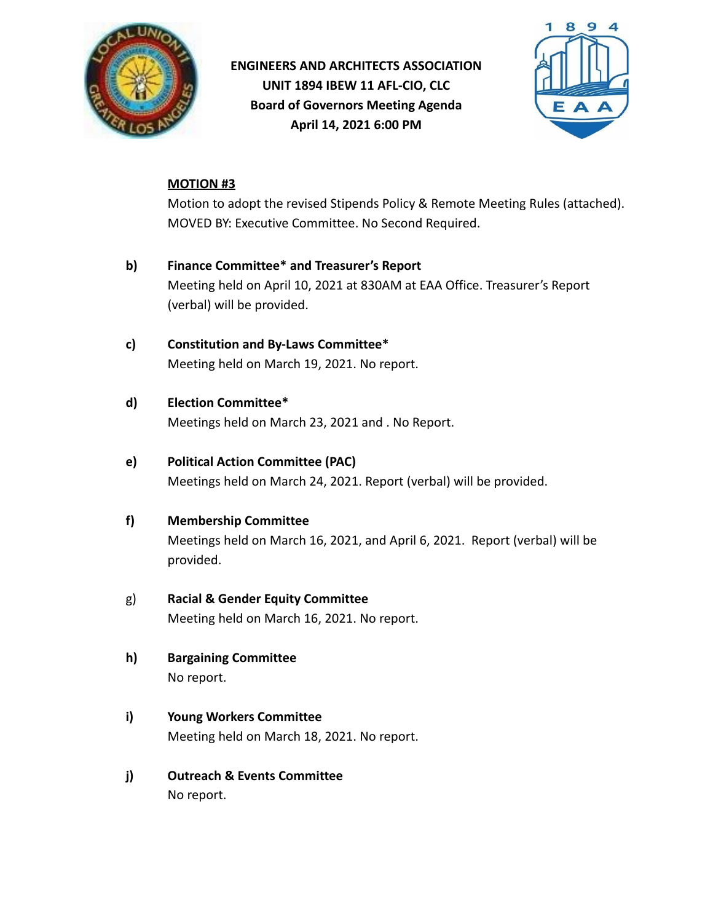**ENGINEERS AND ARCHITECTS ASSOCIATION**
**UNIT 1894 IBEW 11 AFL-CIO, CLC**
**Board of Governors Meeting Agenda**
**April 14, 2021 6:00 PM**

**MOTION #3**
Motion to adopt the revised Stipends Policy & Remote Meeting Rules (attached).
MOVED BY: Executive Committee. No Second Required.

**b) Finance Committee* and Treasurer's Report**
Meeting held on April 10, 2021 at 830AM at EAA Office. Treasurer's Report (verbal) will be provided.

**c) Constitution and By-Laws Committee***
Meeting held on March 19, 2021. No report.

**d) Election Committee***
Meetings held on March 23, 2021 and . No Report.

**e) Political Action Committee (PAC)**
Meetings held on March 24, 2021. Report (verbal) will be provided.

**f) Membership Committee**
Meetings held on March 16, 2021, and April 6, 2021. Report (verbal) will be provided.

g) **Racial & Gender Equity Committee**
Meeting held on March 16, 2021. No report.

**h) Bargaining Committee**
No report.

**i) Young Workers Committee**
Meeting held on March 18, 2021. No report.

**j) Outreach & Events Committee**
No report.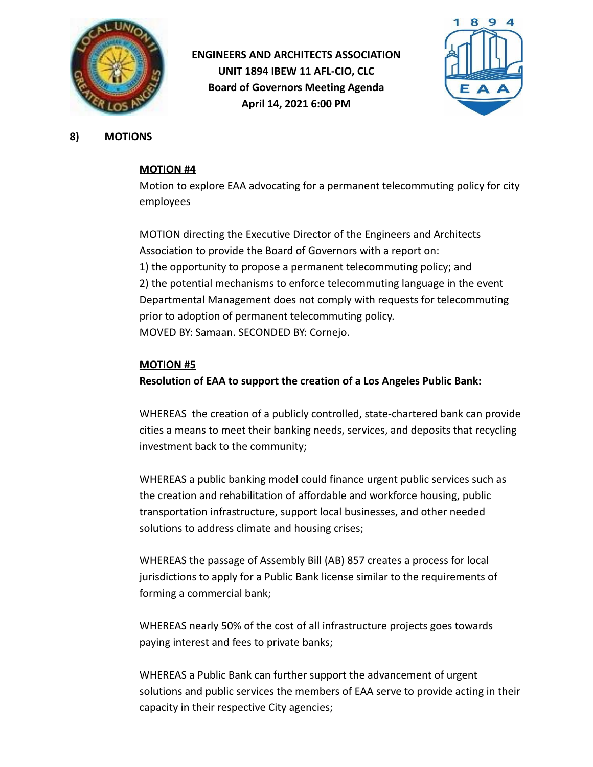**ENGINEERS AND ARCHITECTS ASSOCIATION**
**UNIT 1894 IBEW 11 AFL-CIO, CLC**
**Board of Governors Meeting Agenda**
**April 14, 2021 6:00 PM**

## 8) MOTIONS

**MOTION #4**

Motion to explore EAA advocating for a permanent telecommuting policy for city employees

MOTION directing the Executive Director of the Engineers and Architects Association to provide the Board of Governors with a report on:
1) the opportunity to propose a permanent telecommuting policy; and
2) the potential mechanisms to enforce telecommuting language in the event Departmental Management does not comply with requests for telecommuting prior to adoption of permanent telecommuting policy.
MOVED BY: Samaan. SECONDED BY: Cornejo.

**MOTION #5**

**Resolution of EAA to support the creation of a Los Angeles Public Bank:**

WHEREAS the creation of a publicly controlled, state-chartered bank can provide cities a means to meet their banking needs, services, and deposits that recycling investment back to the community;

WHEREAS a public banking model could finance urgent public services such as the creation and rehabilitation of affordable and workforce housing, public transportation infrastructure, support local businesses, and other needed solutions to address climate and housing crises;

WHEREAS the passage of Assembly Bill (AB) 857 creates a process for local jurisdictions to apply for a Public Bank license similar to the requirements of forming a commercial bank;

WHEREAS nearly 50% of the cost of all infrastructure projects goes towards paying interest and fees to private banks;

WHEREAS a Public Bank can further support the advancement of urgent solutions and public services the members of EAA serve to provide acting in their capacity in their respective City agencies;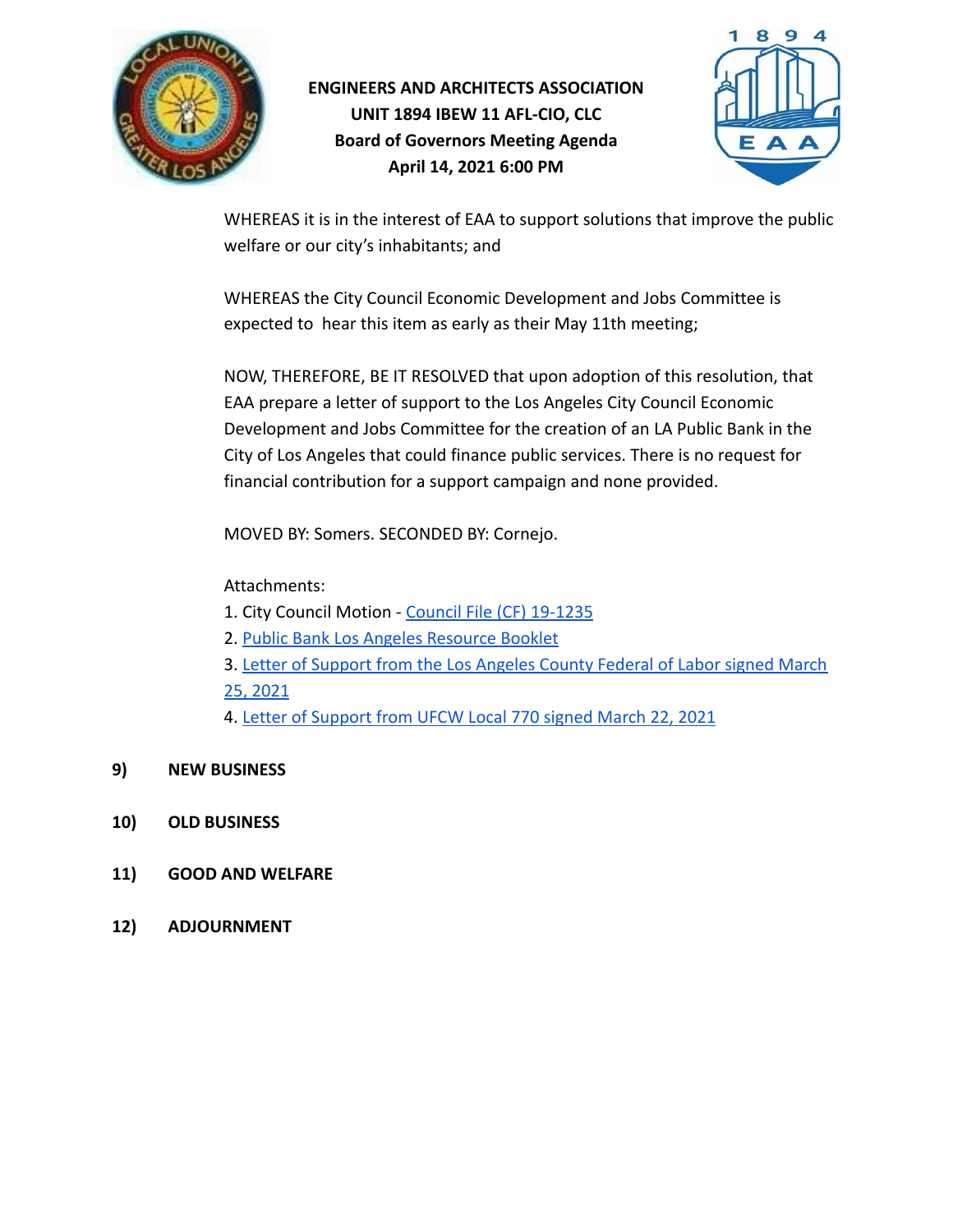WHEREAS it is in the interest of EAA to support solutions that improve the public welfare or our city's inhabitants; and

WHEREAS the City Council Economic Development and Jobs Committee is expected to  hear this item as early as their May 11th meeting;

NOW, THEREFORE, BE IT RESOLVED that upon adoption of this resolution, that EAA prepare a letter of support to the Los Angeles City Council Economic Development and Jobs Committee for the creation of an LA Public Bank in the City of Los Angeles that could finance public services. There is no request for financial contribution for a support campaign and none provided.

MOVED BY: Somers. SECONDED BY: Cornejo.

Attachments:
1. City Council Motion - Council File (CF) 19-1235
2. Public Bank Los Angeles Resource Booklet
3. Letter of Support from the Los Angeles County Federal of Labor signed March 25, 2021
4. Letter of Support from UFCW Local 770 signed March 22, 2021

**9) NEW BUSINESS**

**10) OLD BUSINESS**

**11) GOOD AND WELFARE**

**12) ADJOURNMENT**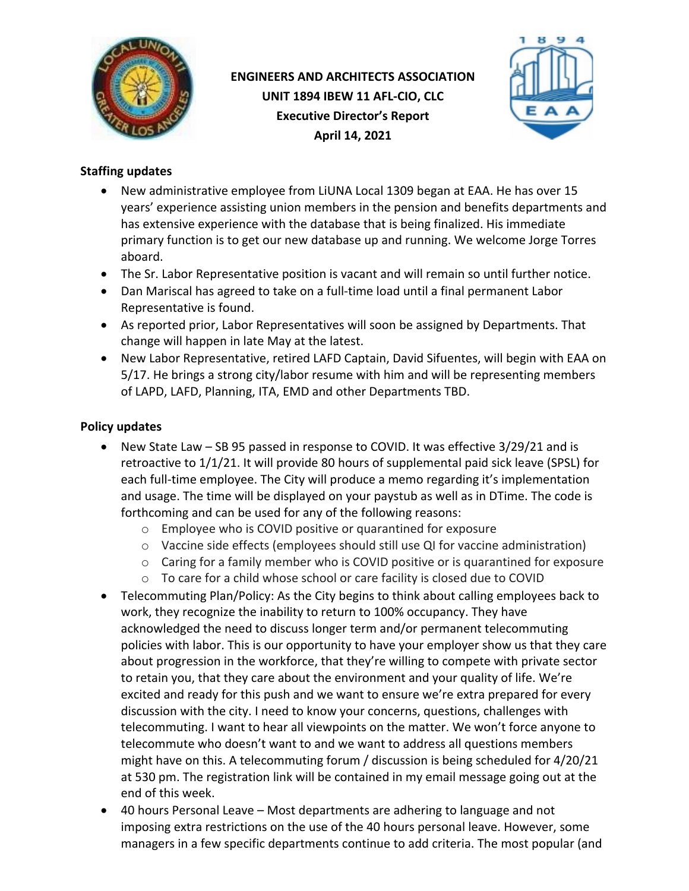**ENGINEERS AND ARCHITECTS ASSOCIATION**
**UNIT 1894 IBEW 11 AFL-CIO, CLC**
**Executive Director's Report**
**April 14, 2021**

## Staffing updates

- New administrative employee from LiUNA Local 1309 began at EAA. He has over 15 years' experience assisting union members in the pension and benefits departments and has extensive experience with the database that is being finalized. His immediate primary function is to get our new database up and running. We welcome Jorge Torres aboard.
- The Sr. Labor Representative position is vacant and will remain so until further notice.
- Dan Mariscal has agreed to take on a full-time load until a final permanent Labor Representative is found.
- As reported prior, Labor Representatives will soon be assigned by Departments. That change will happen in late May at the latest.
- New Labor Representative, retired LAFD Captain, David Sifuentes, will begin with EAA on 5/17. He brings a strong city/labor resume with him and will be representing members of LAPD, LAFD, Planning, ITA, EMD and other Departments TBD.

## Policy updates

- New State Law – SB 95 passed in response to COVID. It was effective 3/29/21 and is retroactive to 1/1/21. It will provide 80 hours of supplemental paid sick leave (SPSL) for each full-time employee. The City will produce a memo regarding it's implementation and usage. The time will be displayed on your paystub as well as in DTime. The code is forthcoming and can be used for any of the following reasons:
  - Employee who is COVID positive or quarantined for exposure
  - Vaccine side effects (employees should still use QI for vaccine administration)
  - Caring for a family member who is COVID positive or is quarantined for exposure
  - To care for a child whose school or care facility is closed due to COVID
- Telecommuting Plan/Policy: As the City begins to think about calling employees back to work, they recognize the inability to return to 100% occupancy. They have acknowledged the need to discuss longer term and/or permanent telecommuting policies with labor. This is our opportunity to have your employer show us that they care about progression in the workforce, that they're willing to compete with private sector to retain you, that they care about the environment and your quality of life. We're excited and ready for this push and we want to ensure we're extra prepared for every discussion with the city. I need to know your concerns, questions, challenges with telecommuting. I want to hear all viewpoints on the matter. We won't force anyone to telecommute who doesn't want to and we want to address all questions members might have on this. A telecommuting forum / discussion is being scheduled for 4/20/21 at 530 pm. The registration link will be contained in my email message going out at the end of this week.
- 40 hours Personal Leave – Most departments are adhering to language and not imposing extra restrictions on the use of the 40 hours personal leave. However, some managers in a few specific departments continue to add criteria. The most popular (and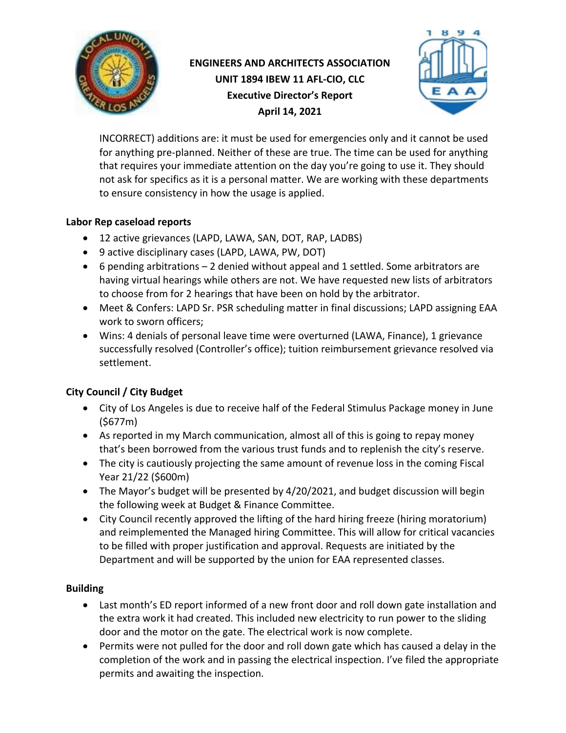INCORRECT) additions are: it must be used for emergencies only and it cannot be used for anything pre-planned. Neither of these are true. The time can be used for anything that requires your immediate attention on the day you're going to use it. They should not ask for specifics as it is a personal matter. We are working with these departments to ensure consistency in how the usage is applied.

**Labor Rep caseload reports**

- 12 active grievances (LAPD, LAWA, SAN, DOT, RAP, LADBS)
- 9 active disciplinary cases (LAPD, LAWA, PW, DOT)
- 6 pending arbitrations – 2 denied without appeal and 1 settled. Some arbitrators are having virtual hearings while others are not. We have requested new lists of arbitrators to choose from for 2 hearings that have been on hold by the arbitrator.
- Meet & Confers: LAPD Sr. PSR scheduling matter in final discussions; LAPD assigning EAA work to sworn officers;
- Wins: 4 denials of personal leave time were overturned (LAWA, Finance), 1 grievance successfully resolved (Controller's office); tuition reimbursement grievance resolved via settlement.

**City Council / City Budget**

- City of Los Angeles is due to receive half of the Federal Stimulus Package money in June ($677m)
- As reported in my March communication, almost all of this is going to repay money that's been borrowed from the various trust funds and to replenish the city's reserve.
- The city is cautiously projecting the same amount of revenue loss in the coming Fiscal Year 21/22 ($600m)
- The Mayor's budget will be presented by 4/20/2021, and budget discussion will begin the following week at Budget & Finance Committee.
- City Council recently approved the lifting of the hard hiring freeze (hiring moratorium) and reimplemented the Managed hiring Committee. This will allow for critical vacancies to be filled with proper justification and approval. Requests are initiated by the Department and will be supported by the union for EAA represented classes.

**Building**

- Last month's ED report informed of a new front door and roll down gate installation and the extra work it had created. This included new electricity to run power to the sliding door and the motor on the gate. The electrical work is now complete.
- Permits were not pulled for the door and roll down gate which has caused a delay in the completion of the work and in passing the electrical inspection. I've filed the appropriate permits and awaiting the inspection.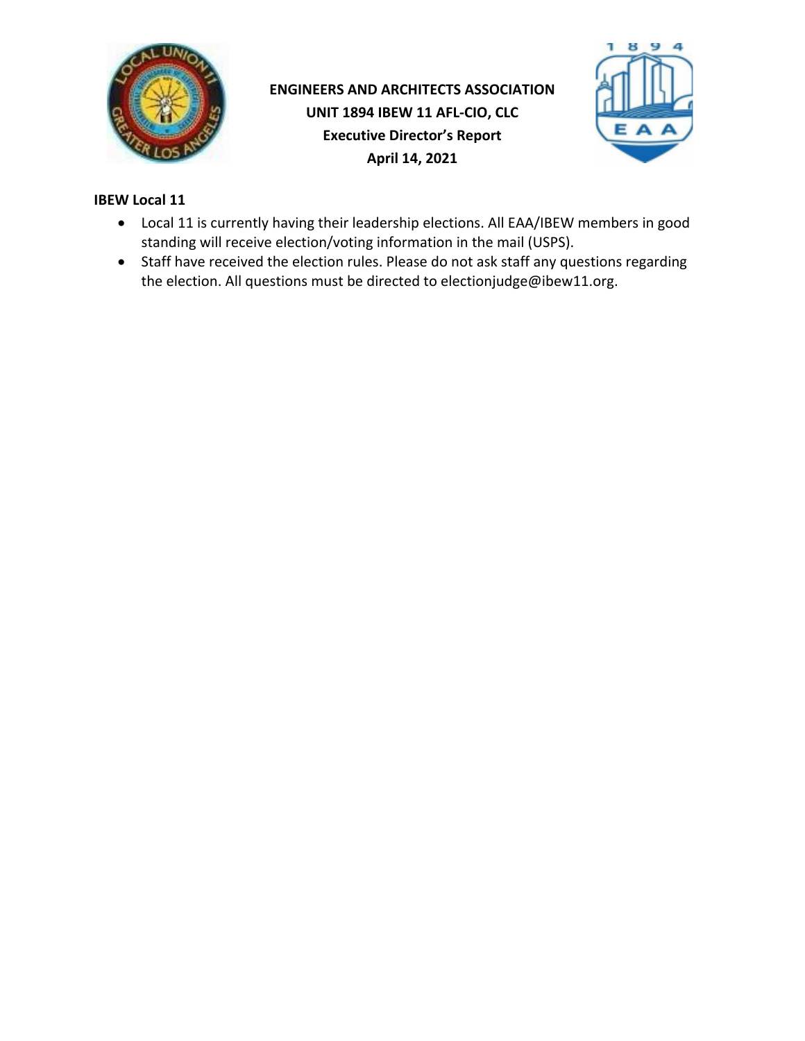**ENGINEERS AND ARCHITECTS ASSOCIATION**
**UNIT 1894 IBEW 11 AFL-CIO, CLC**
**Executive Director's Report**
**April 14, 2021**

**IBEW Local 11**

- Local 11 is currently having their leadership elections. All EAA/IBEW members in good standing will receive election/voting information in the mail (USPS).
- Staff have received the election rules. Please do not ask staff any questions regarding the election. All questions must be directed to electionjudge@ibew11.org.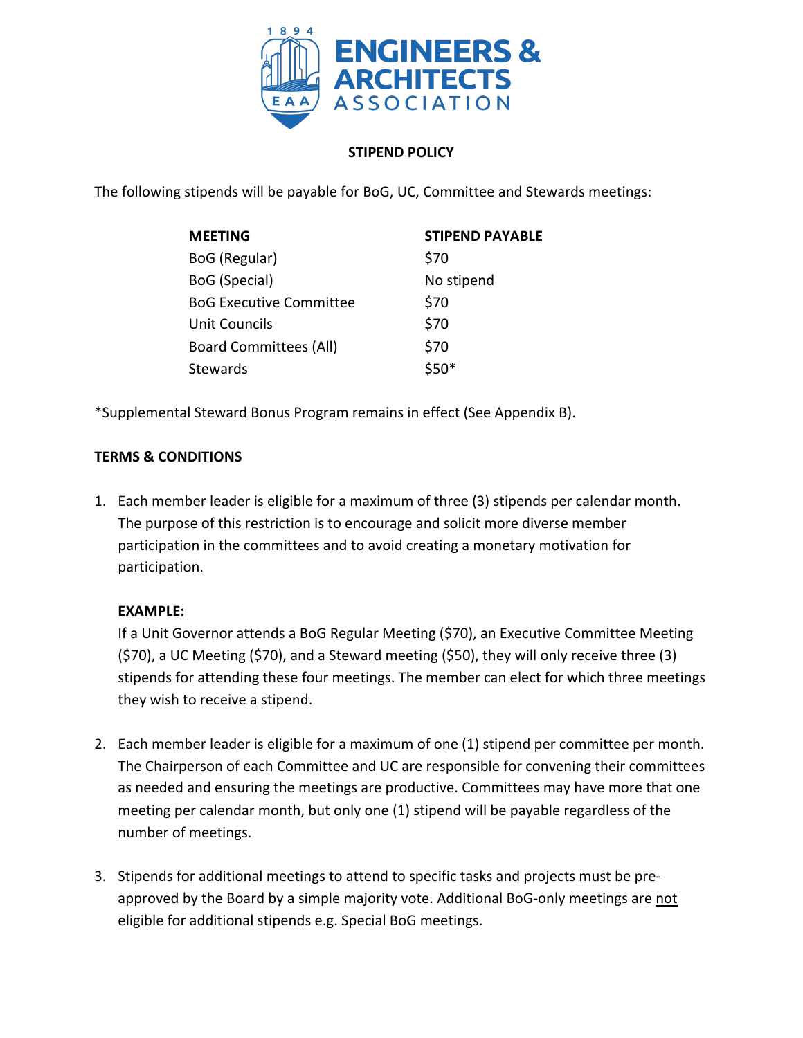**STIPEND POLICY**

The following stipends will be payable for BoG, UC, Committee and Stewards meetings:

| MEETING | STIPEND PAYABLE |
|---|---|
| BoG (Regular) | $70 |
| BoG (Special) | No stipend |
| BoG Executive Committee | $70 |
| Unit Councils | $70 |
| Board Committees (All) | $70 |
| Stewards | $50* |

*Supplemental Steward Bonus Program remains in effect (See Appendix B).

**TERMS & CONDITIONS**

1. Each member leader is eligible for a maximum of three (3) stipends per calendar month. The purpose of this restriction is to encourage and solicit more diverse member participation in the committees and to avoid creating a monetary motivation for participation.

   **EXAMPLE:**
   If a Unit Governor attends a BoG Regular Meeting ($70), an Executive Committee Meeting ($70), a UC Meeting ($70), and a Steward meeting ($50), they will only receive three (3) stipends for attending these four meetings. The member can elect for which three meetings they wish to receive a stipend.

2. Each member leader is eligible for a maximum of one (1) stipend per committee per month. The Chairperson of each Committee and UC are responsible for convening their committees as needed and ensuring the meetings are productive. Committees may have more that one meeting per calendar month, but only one (1) stipend will be payable regardless of the number of meetings.

3. Stipends for additional meetings to attend to specific tasks and projects must be pre-approved by the Board by a simple majority vote. Additional BoG-only meetings are <u>not</u> eligible for additional stipends e.g. Special BoG meetings.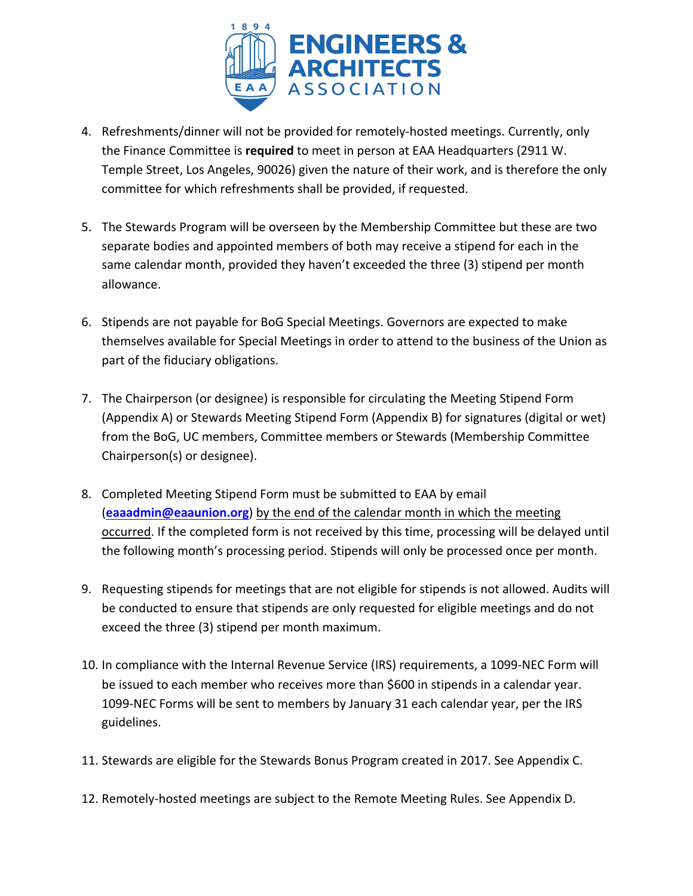4. Refreshments/dinner will not be provided for remotely-hosted meetings. Currently, only the Finance Committee is **required** to meet in person at EAA Headquarters (2911 W. Temple Street, Los Angeles, 90026) given the nature of their work, and is therefore the only committee for which refreshments shall be provided, if requested.

5. The Stewards Program will be overseen by the Membership Committee but these are two separate bodies and appointed members of both may receive a stipend for each in the same calendar month, provided they haven't exceeded the three (3) stipend per month allowance.

6. Stipends are not payable for BoG Special Meetings. Governors are expected to make themselves available for Special Meetings in order to attend to the business of the Union as part of the fiduciary obligations.

7. The Chairperson (or designee) is responsible for circulating the Meeting Stipend Form (Appendix A) or Stewards Meeting Stipend Form (Appendix B) for signatures (digital or wet) from the BoG, UC members, Committee members or Stewards (Membership Committee Chairperson(s) or designee).

8. Completed Meeting Stipend Form must be submitted to EAA by email (**eaaadmin@eaaunion.org**) by the end of the calendar month in which the meeting occurred. If the completed form is not received by this time, processing will be delayed until the following month's processing period. Stipends will only be processed once per month.

9. Requesting stipends for meetings that are not eligible for stipends is not allowed. Audits will be conducted to ensure that stipends are only requested for eligible meetings and do not exceed the three (3) stipend per month maximum.

10. In compliance with the Internal Revenue Service (IRS) requirements, a 1099-NEC Form will be issued to each member who receives more than $600 in stipends in a calendar year. 1099-NEC Forms will be sent to members by January 31 each calendar year, per the IRS guidelines.

11. Stewards are eligible for the Stewards Bonus Program created in 2017. See Appendix C.

12. Remotely-hosted meetings are subject to the Remote Meeting Rules. See Appendix D.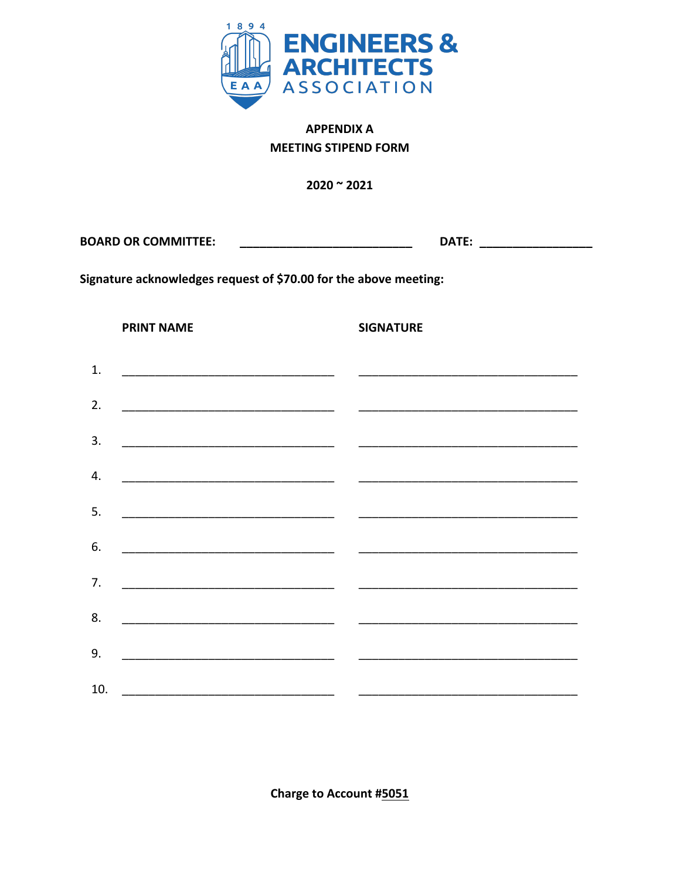1894

**ENGINEERS & ARCHITECTS ASSOCIATION**

EAA

**APPENDIX A**

**MEETING STIPEND FORM**

**2020 ~ 2021**

**BOARD OR COMMITTEE:** ___________________________ **DATE:** _________________

**Signature acknowledges request of $70.00 for the above meeting:**

| | PRINT NAME | SIGNATURE |
|---|---|---|
| 1. | _________________________________ | __________________________________ |
| 2. | _________________________________ | __________________________________ |
| 3. | _________________________________ | __________________________________ |
| 4. | _________________________________ | __________________________________ |
| 5. | _________________________________ | __________________________________ |
| 6. | _________________________________ | __________________________________ |
| 7. | _________________________________ | __________________________________ |
| 8. | _________________________________ | __________________________________ |
| 9. | _________________________________ | __________________________________ |
| 10. | _________________________________ | __________________________________ |

**Charge to Account #5051**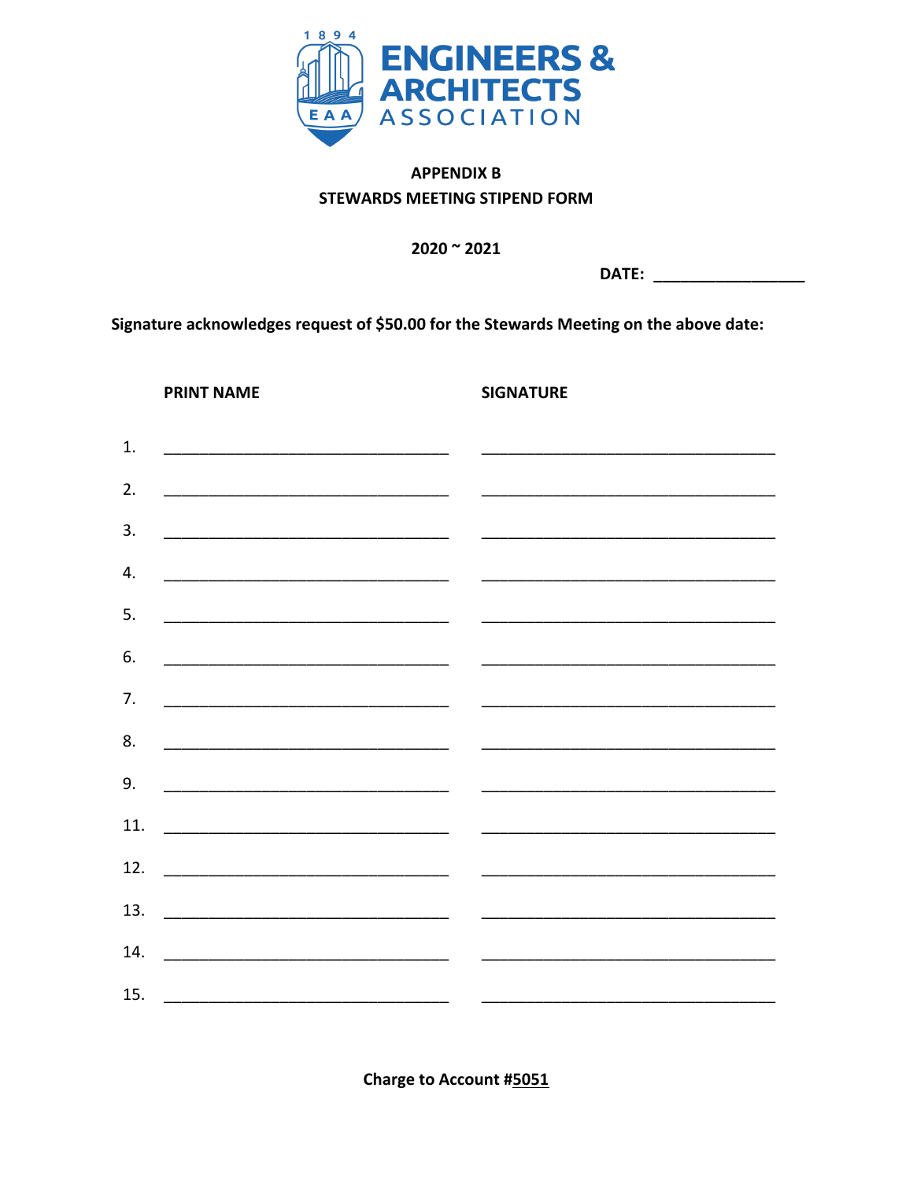ENGINEERS & ARCHITECTS ASSOCIATION

1894

EAA

**APPENDIX B**
**STEWARDS MEETING STIPEND FORM**

**2020 ~ 2021**

**DATE:** _______________

**Signature acknowledges request of $50.00 for the Stewards Meeting on the above date:**

| | PRINT NAME | SIGNATURE |
|---|---|---|
| 1. | ______________________________ | ______________________________ |
| 2. | ______________________________ | ______________________________ |
| 3. | ______________________________ | ______________________________ |
| 4. | ______________________________ | ______________________________ |
| 5. | ______________________________ | ______________________________ |
| 6. | ______________________________ | ______________________________ |
| 7. | ______________________________ | ______________________________ |
| 8. | ______________________________ | ______________________________ |
| 9. | ______________________________ | ______________________________ |
| 11. | ______________________________ | ______________________________ |
| 12. | ______________________________ | ______________________________ |
| 13. | ______________________________ | ______________________________ |
| 14. | ______________________________ | ______________________________ |
| 15. | ______________________________ | ______________________________ |

**Charge to Account #5051**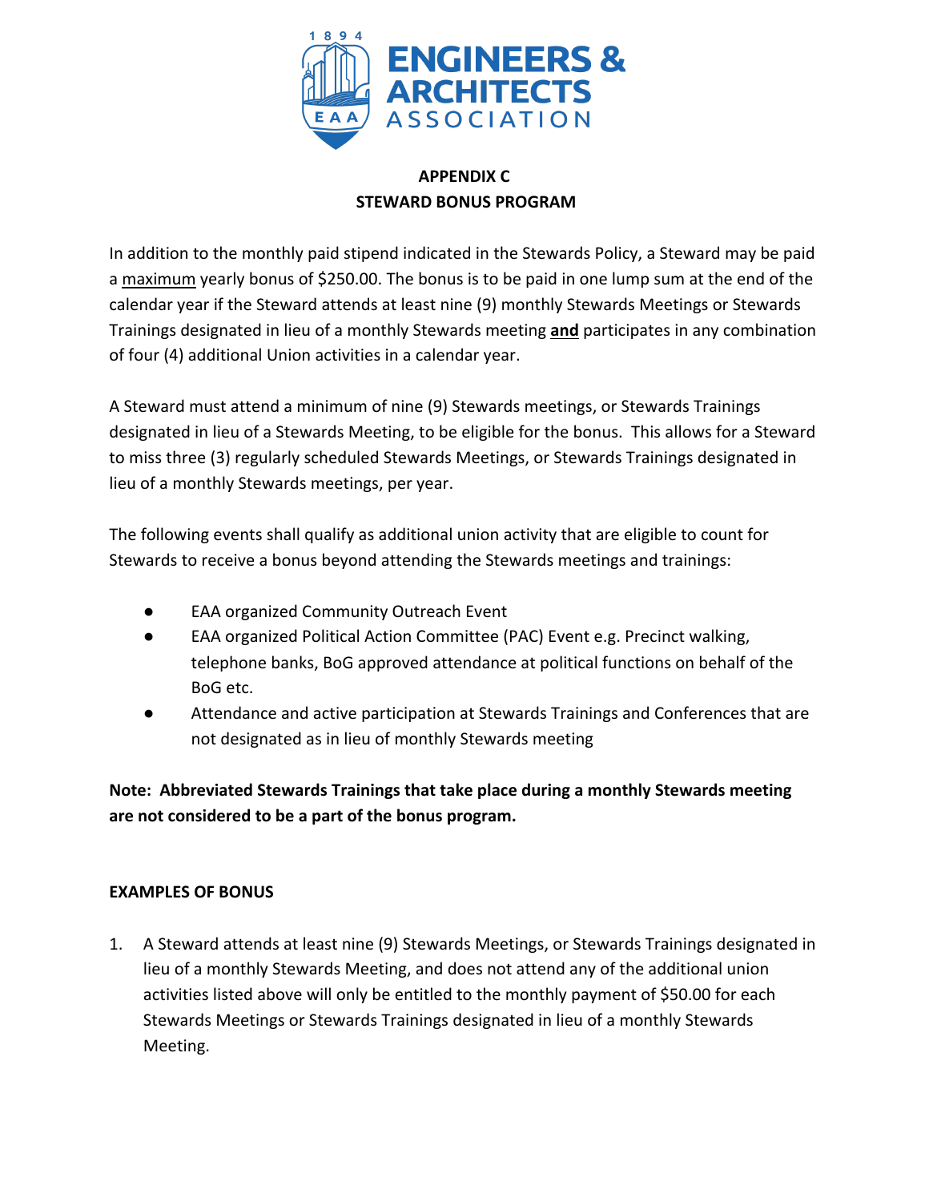## APPENDIX C
## STEWARD BONUS PROGRAM

In addition to the monthly paid stipend indicated in the Stewards Policy, a Steward may be paid a <u>maximum</u> yearly bonus of $250.00. The bonus is to be paid in one lump sum at the end of the calendar year if the Steward attends at least nine (9) monthly Stewards Meetings or Stewards Trainings designated in lieu of a monthly Stewards meeting **<u>and</u>** participates in any combination of four (4) additional Union activities in a calendar year.

A Steward must attend a minimum of nine (9) Stewards meetings, or Stewards Trainings designated in lieu of a Stewards Meeting, to be eligible for the bonus. This allows for a Steward to miss three (3) regularly scheduled Stewards Meetings, or Stewards Trainings designated in lieu of a monthly Stewards meetings, per year.

The following events shall qualify as additional union activity that are eligible to count for Stewards to receive a bonus beyond attending the Stewards meetings and trainings:

- EAA organized Community Outreach Event
- EAA organized Political Action Committee (PAC) Event e.g. Precinct walking, telephone banks, BoG approved attendance at political functions on behalf of the BoG etc.
- Attendance and active participation at Stewards Trainings and Conferences that are not designated as in lieu of monthly Stewards meeting

**Note: Abbreviated Stewards Trainings that take place during a monthly Stewards meeting are not considered to be a part of the bonus program.**

**EXAMPLES OF BONUS**

1. A Steward attends at least nine (9) Stewards Meetings, or Stewards Trainings designated in lieu of a monthly Stewards Meeting, and does not attend any of the additional union activities listed above will only be entitled to the monthly payment of $50.00 for each Stewards Meetings or Stewards Trainings designated in lieu of a monthly Stewards Meeting.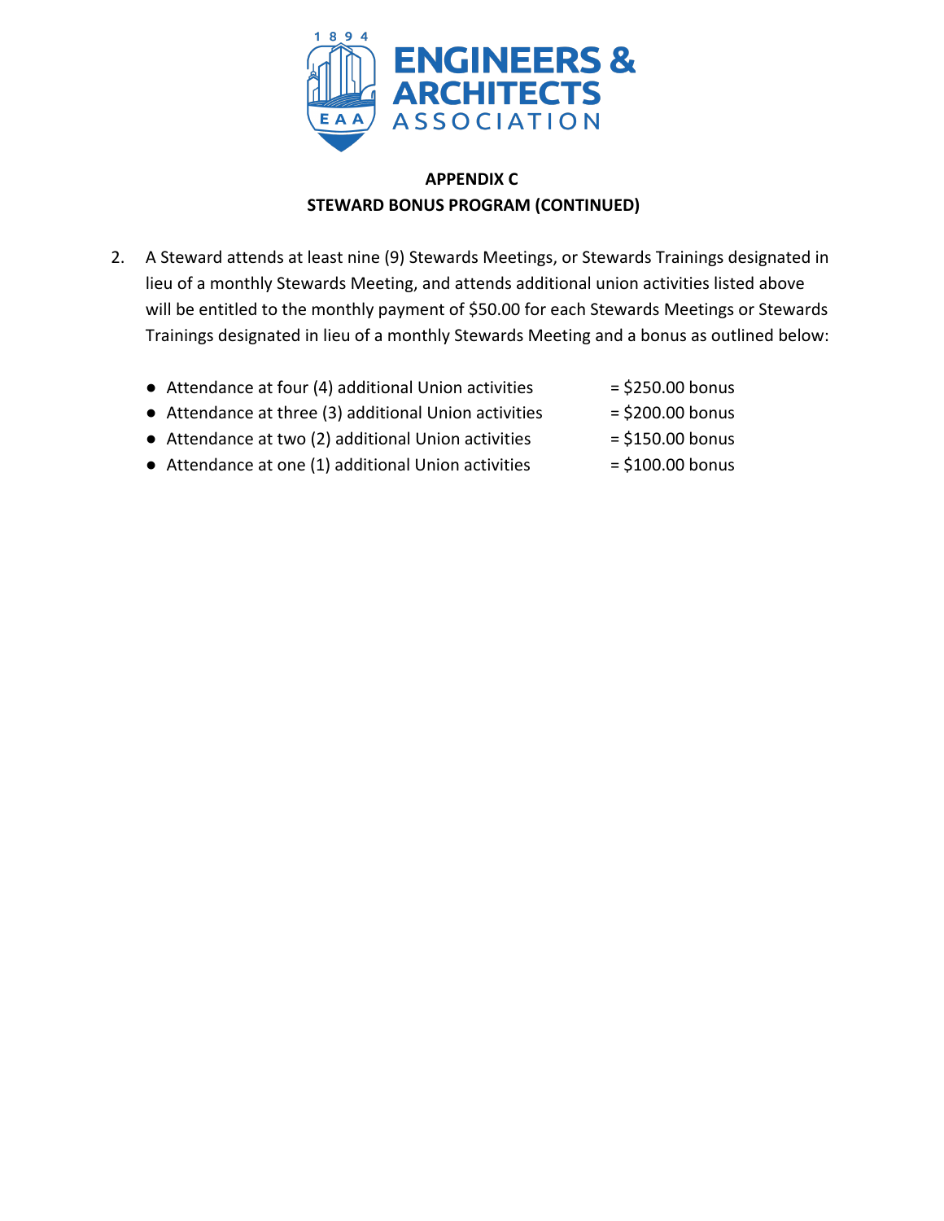**APPENDIX C**

**STEWARD BONUS PROGRAM (CONTINUED)**

2. A Steward attends at least nine (9) Stewards Meetings, or Stewards Trainings designated in lieu of a monthly Stewards Meeting, and attends additional union activities listed above will be entitled to the monthly payment of $50.00 for each Stewards Meetings or Stewards Trainings designated in lieu of a monthly Stewards Meeting and a bonus as outlined below:

   - Attendance at four (4) additional Union activities = $250.00 bonus
   - Attendance at three (3) additional Union activities = $200.00 bonus
   - Attendance at two (2) additional Union activities = $150.00 bonus
   - Attendance at one (1) additional Union activities = $100.00 bonus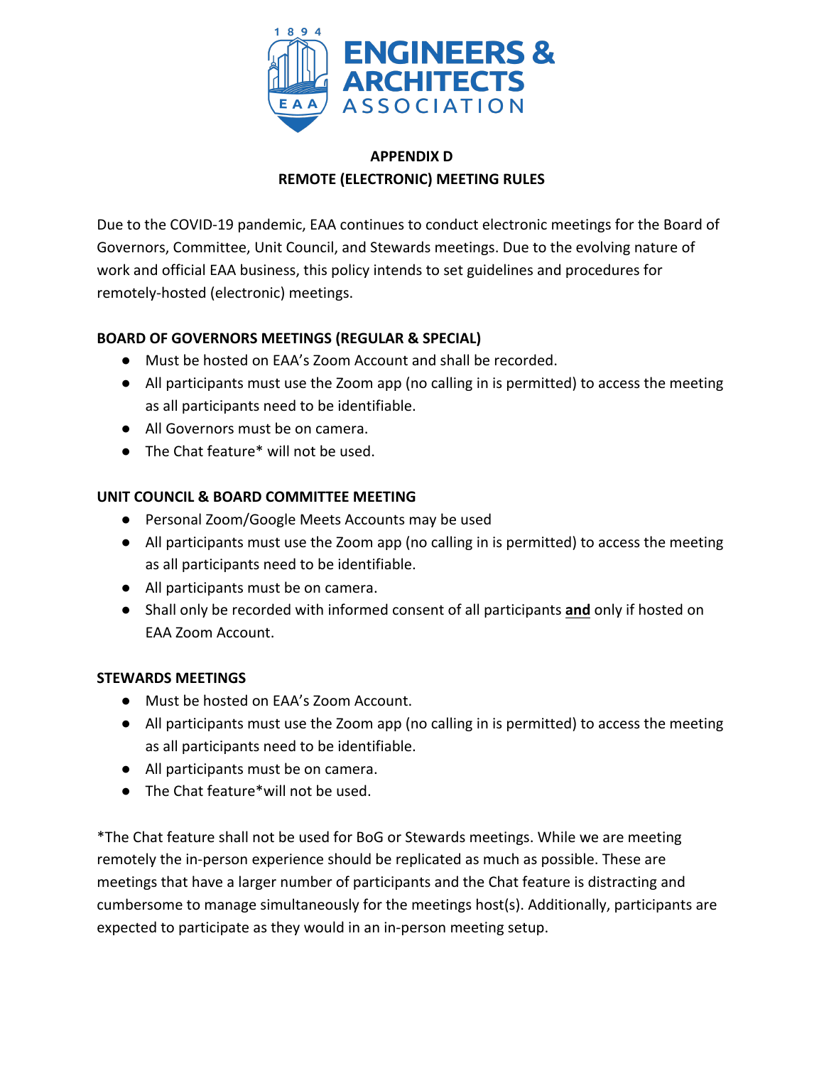**APPENDIX D**
**REMOTE (ELECTRONIC) MEETING RULES**

Due to the COVID-19 pandemic, EAA continues to conduct electronic meetings for the Board of Governors, Committee, Unit Council, and Stewards meetings. Due to the evolving nature of work and official EAA business, this policy intends to set guidelines and procedures for remotely-hosted (electronic) meetings.

**BOARD OF GOVERNORS MEETINGS (REGULAR & SPECIAL)**

- Must be hosted on EAA's Zoom Account and shall be recorded.
- All participants must use the Zoom app (no calling in is permitted) to access the meeting as all participants need to be identifiable.
- All Governors must be on camera.
- The Chat feature* will not be used.

**UNIT COUNCIL & BOARD COMMITTEE MEETING**

- Personal Zoom/Google Meets Accounts may be used
- All participants must use the Zoom app (no calling in is permitted) to access the meeting as all participants need to be identifiable.
- All participants must be on camera.
- Shall only be recorded with informed consent of all participants **and** only if hosted on EAA Zoom Account.

**STEWARDS MEETINGS**

- Must be hosted on EAA's Zoom Account.
- All participants must use the Zoom app (no calling in is permitted) to access the meeting as all participants need to be identifiable.
- All participants must be on camera.
- The Chat feature*will not be used.

*The Chat feature shall not be used for BoG or Stewards meetings. While we are meeting remotely the in-person experience should be replicated as much as possible. These are meetings that have a larger number of participants and the Chat feature is distracting and cumbersome to manage simultaneously for the meetings host(s). Additionally, participants are expected to participate as they would in an in-person meeting setup.